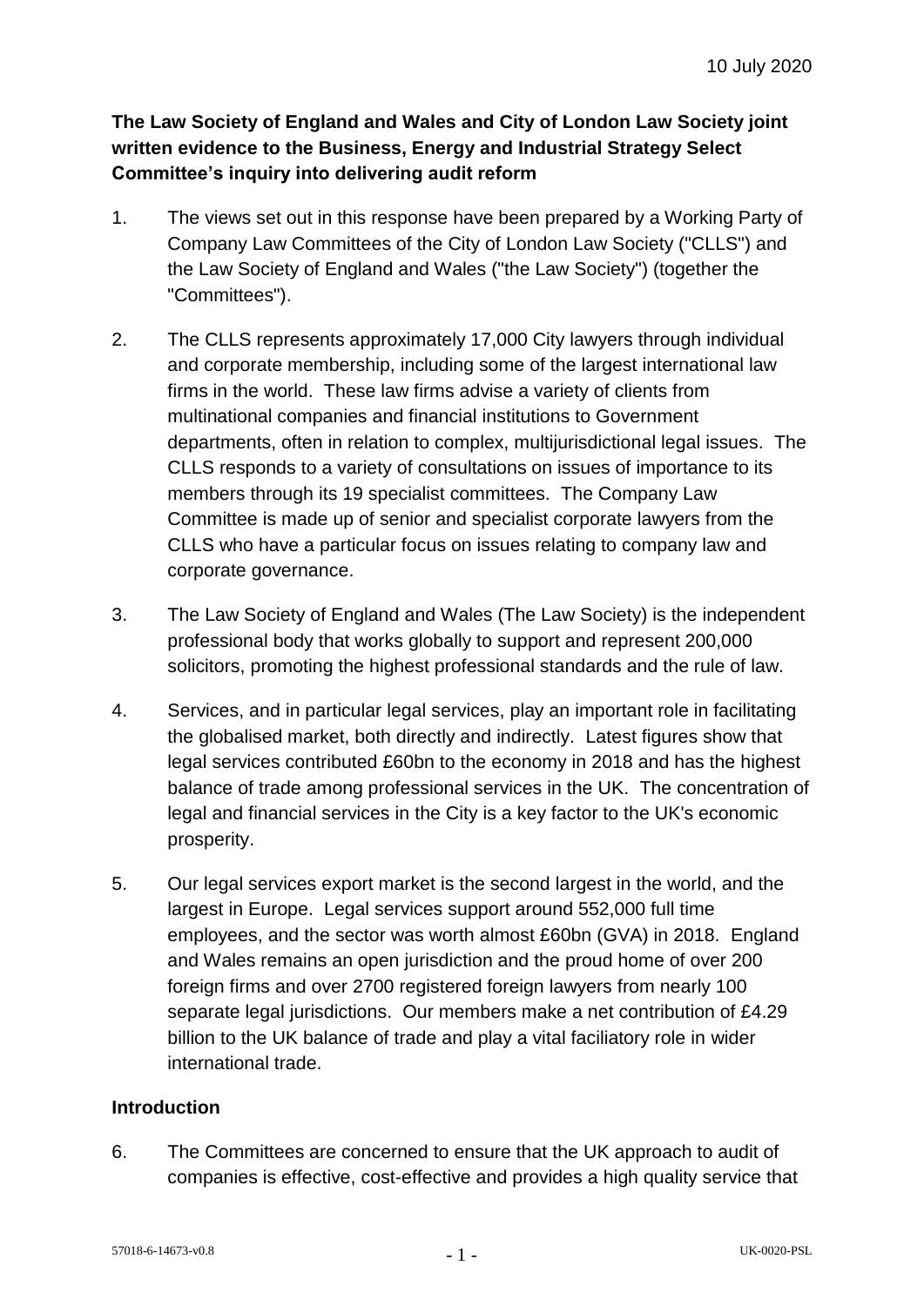10 July 2020

**The Law Society of England and Wales and City of London Law Society joint written evidence to the Business, Energy and Industrial Strategy Select Committee's inquiry into delivering audit reform**

1. The views set out in this response have been prepared by a Working Party of Company Law Committees of the City of London Law Society ("CLLS") and the Law Society of England and Wales ("the Law Society") (together the "Committees").

2. The CLLS represents approximately 17,000 City lawyers through individual and corporate membership, including some of the largest international law firms in the world. These law firms advise a variety of clients from multinational companies and financial institutions to Government departments, often in relation to complex, multijurisdictional legal issues. The CLLS responds to a variety of consultations on issues of importance to its members through its 19 specialist committees. The Company Law Committee is made up of senior and specialist corporate lawyers from the CLLS who have a particular focus on issues relating to company law and corporate governance.

3. The Law Society of England and Wales (The Law Society) is the independent professional body that works globally to support and represent 200,000 solicitors, promoting the highest professional standards and the rule of law.

4. Services, and in particular legal services, play an important role in facilitating the globalised market, both directly and indirectly. Latest figures show that legal services contributed £60bn to the economy in 2018 and has the highest balance of trade among professional services in the UK. The concentration of legal and financial services in the City is a key factor to the UK's economic prosperity.

5. Our legal services export market is the second largest in the world, and the largest in Europe. Legal services support around 552,000 full time employees, and the sector was worth almost £60bn (GVA) in 2018. England and Wales remains an open jurisdiction and the proud home of over 200 foreign firms and over 2700 registered foreign lawyers from nearly 100 separate legal jurisdictions. Our members make a net contribution of £4.29 billion to the UK balance of trade and play a vital faciliatory role in wider international trade.

## Introduction

6. The Committees are concerned to ensure that the UK approach to audit of companies is effective, cost-effective and provides a high quality service that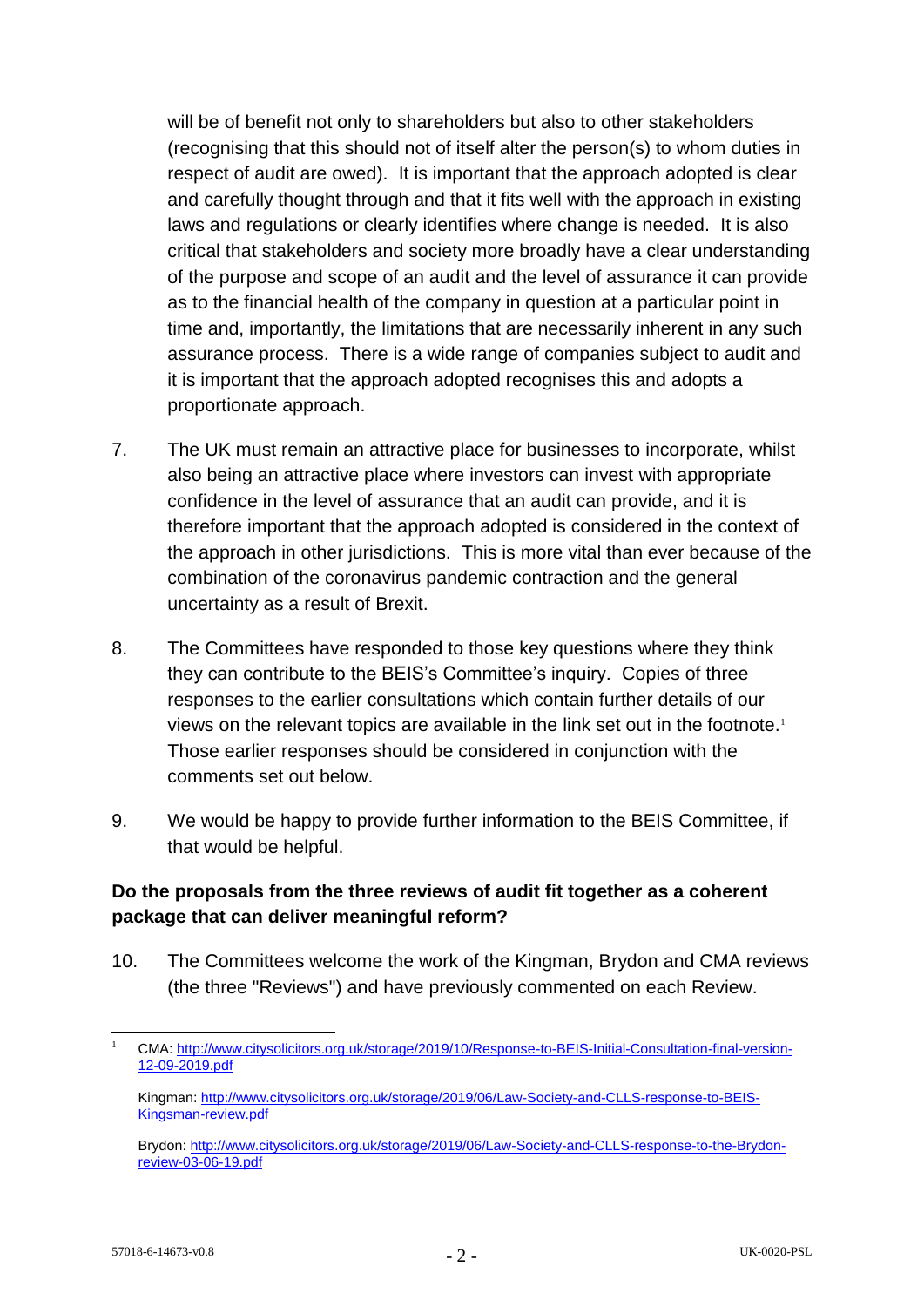will be of benefit not only to shareholders but also to other stakeholders (recognising that this should not of itself alter the person(s) to whom duties in respect of audit are owed). It is important that the approach adopted is clear and carefully thought through and that it fits well with the approach in existing laws and regulations or clearly identifies where change is needed. It is also critical that stakeholders and society more broadly have a clear understanding of the purpose and scope of an audit and the level of assurance it can provide as to the financial health of the company in question at a particular point in time and, importantly, the limitations that are necessarily inherent in any such assurance process. There is a wide range of companies subject to audit and it is important that the approach adopted recognises this and adopts a proportionate approach.

7. The UK must remain an attractive place for businesses to incorporate, whilst also being an attractive place where investors can invest with appropriate confidence in the level of assurance that an audit can provide, and it is therefore important that the approach adopted is considered in the context of the approach in other jurisdictions. This is more vital than ever because of the combination of the coronavirus pandemic contraction and the general uncertainty as a result of Brexit.

8. The Committees have responded to those key questions where they think they can contribute to the BEIS's Committee's inquiry. Copies of three responses to the earlier consultations which contain further details of our views on the relevant topics are available in the link set out in the footnote.[1] Those earlier responses should be considered in conjunction with the comments set out below.

9. We would be happy to provide further information to the BEIS Committee, if that would be helpful.

**Do the proposals from the three reviews of audit fit together as a coherent package that can deliver meaningful reform?**

10. The Committees welcome the work of the Kingman, Brydon and CMA reviews (the three "Reviews") and have previously commented on each Review.

---

[1] CMA: http://www.citysolicitors.org.uk/storage/2019/10/Response-to-BEIS-Initial-Consultation-final-version-12-09-2019.pdf

Kingman: http://www.citysolicitors.org.uk/storage/2019/06/Law-Society-and-CLLS-response-to-BEIS-Kingsman-review.pdf

Brydon: http://www.citysolicitors.org.uk/storage/2019/06/Law-Society-and-CLLS-response-to-the-Brydon-review-03-06-19.pdf

57018-6-14673-v0.8 UK-0020-PSL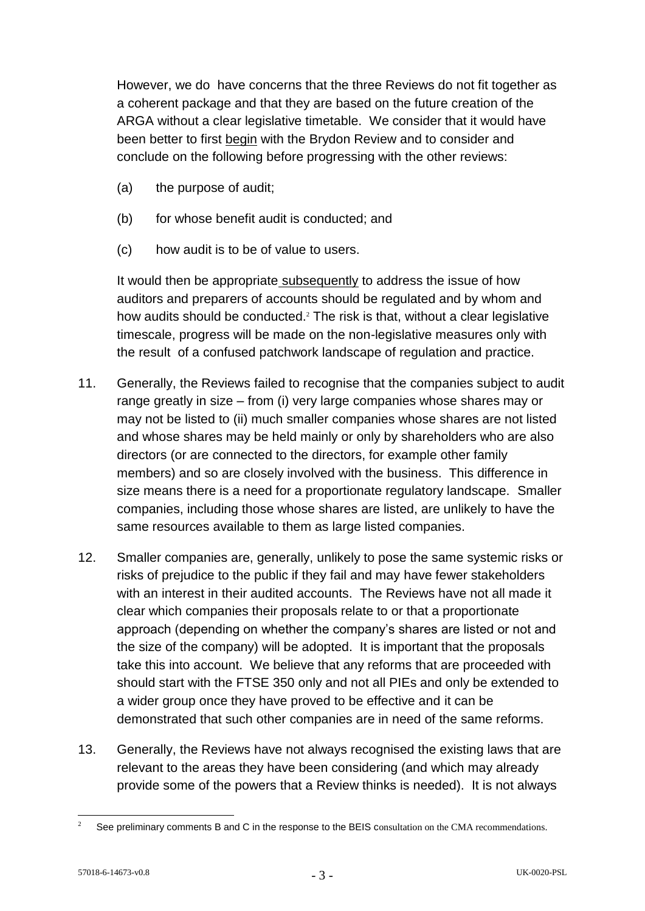However, we do have concerns that the three Reviews do not fit together as a coherent package and that they are based on the future creation of the ARGA without a clear legislative timetable. We consider that it would have been better to first begin with the Brydon Review and to consider and conclude on the following before progressing with the other reviews:

(a) the purpose of audit;

(b) for whose benefit audit is conducted; and

(c) how audit is to be of value to users.

It would then be appropriate subsequently to address the issue of how auditors and preparers of accounts should be regulated and by whom and how audits should be conducted.[2] The risk is that, without a clear legislative timescale, progress will be made on the non-legislative measures only with the result of a confused patchwork landscape of regulation and practice.

11. Generally, the Reviews failed to recognise that the companies subject to audit range greatly in size – from (i) very large companies whose shares may or may not be listed to (ii) much smaller companies whose shares are not listed and whose shares may be held mainly or only by shareholders who are also directors (or are connected to the directors, for example other family members) and so are closely involved with the business. This difference in size means there is a need for a proportionate regulatory landscape. Smaller companies, including those whose shares are listed, are unlikely to have the same resources available to them as large listed companies.

12. Smaller companies are, generally, unlikely to pose the same systemic risks or risks of prejudice to the public if they fail and may have fewer stakeholders with an interest in their audited accounts. The Reviews have not all made it clear which companies their proposals relate to or that a proportionate approach (depending on whether the company's shares are listed or not and the size of the company) will be adopted. It is important that the proposals take this into account. We believe that any reforms that are proceeded with should start with the FTSE 350 only and not all PIEs and only be extended to a wider group once they have proved to be effective and it can be demonstrated that such other companies are in need of the same reforms.

13. Generally, the Reviews have not always recognised the existing laws that are relevant to the areas they have been considering (and which may already provide some of the powers that a Review thinks is needed). It is not always

[2] See preliminary comments B and C in the response to the BEIS consultation on the CMA recommendations.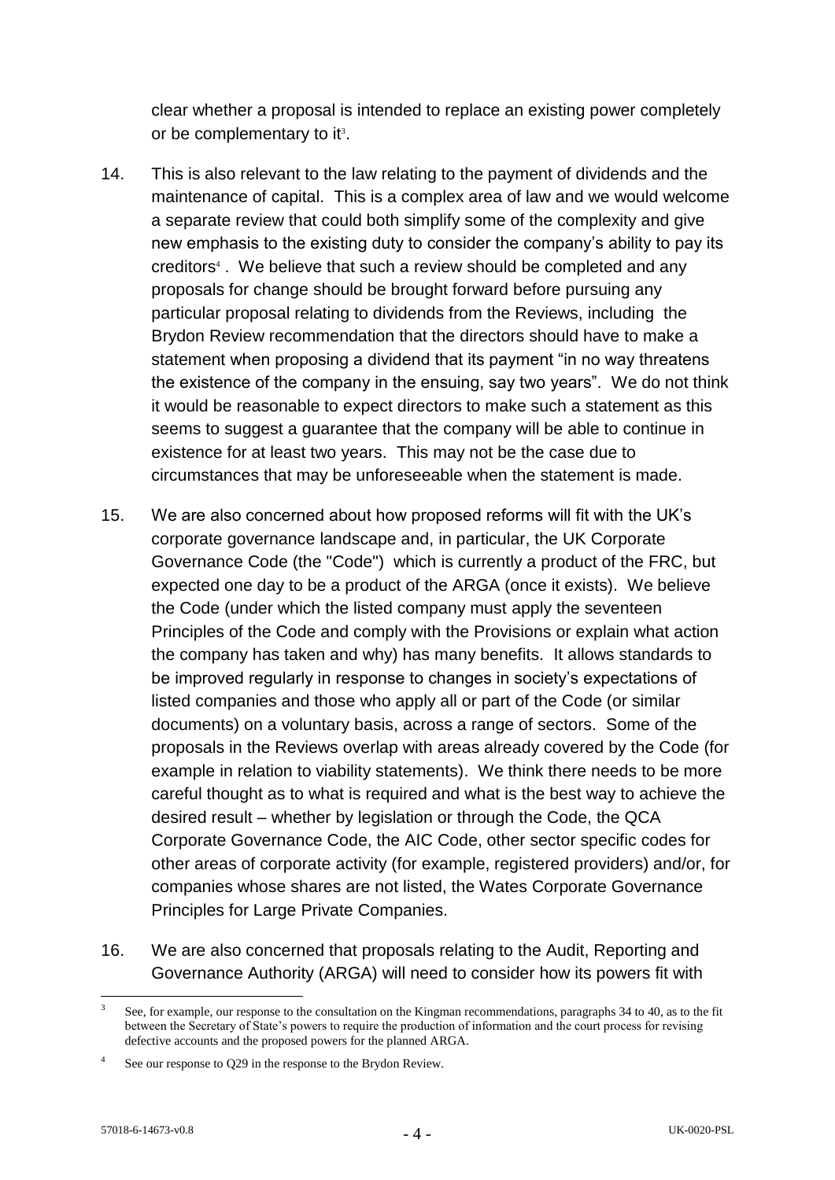clear whether a proposal is intended to replace an existing power completely or be complementary to it[3].

14. This is also relevant to the law relating to the payment of dividends and the maintenance of capital. This is a complex area of law and we would welcome a separate review that could both simplify some of the complexity and give new emphasis to the existing duty to consider the company's ability to pay its creditors[4]. We believe that such a review should be completed and any proposals for change should be brought forward before pursuing any particular proposal relating to dividends from the Reviews, including the Brydon Review recommendation that the directors should have to make a statement when proposing a dividend that its payment "in no way threatens the existence of the company in the ensuing, say two years". We do not think it would be reasonable to expect directors to make such a statement as this seems to suggest a guarantee that the company will be able to continue in existence for at least two years. This may not be the case due to circumstances that may be unforeseeable when the statement is made.

15. We are also concerned about how proposed reforms will fit with the UK's corporate governance landscape and, in particular, the UK Corporate Governance Code (the "Code") which is currently a product of the FRC, but expected one day to be a product of the ARGA (once it exists). We believe the Code (under which the listed company must apply the seventeen Principles of the Code and comply with the Provisions or explain what action the company has taken and why) has many benefits. It allows standards to be improved regularly in response to changes in society's expectations of listed companies and those who apply all or part of the Code (or similar documents) on a voluntary basis, across a range of sectors. Some of the proposals in the Reviews overlap with areas already covered by the Code (for example in relation to viability statements). We think there needs to be more careful thought as to what is required and what is the best way to achieve the desired result – whether by legislation or through the Code, the QCA Corporate Governance Code, the AIC Code, other sector specific codes for other areas of corporate activity (for example, registered providers) and/or, for companies whose shares are not listed, the Wates Corporate Governance Principles for Large Private Companies.

16. We are also concerned that proposals relating to the Audit, Reporting and Governance Authority (ARGA) will need to consider how its powers fit with

---

[3] See, for example, our response to the consultation on the Kingman recommendations, paragraphs 34 to 40, as to the fit between the Secretary of State's powers to require the production of information and the court process for revising defective accounts and the proposed powers for the planned ARGA.

[4] See our response to Q29 in the response to the Brydon Review.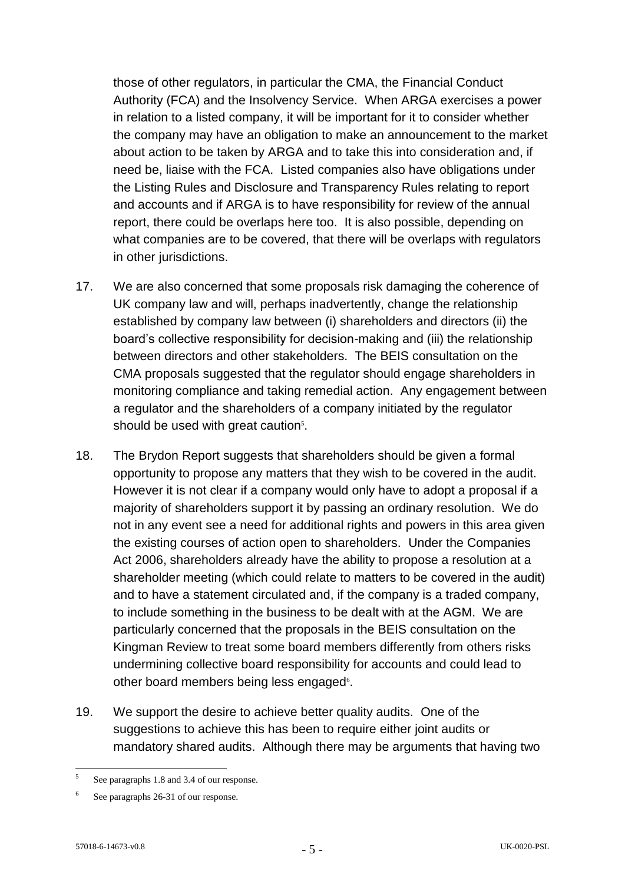those of other regulators, in particular the CMA, the Financial Conduct Authority (FCA) and the Insolvency Service. When ARGA exercises a power in relation to a listed company, it will be important for it to consider whether the company may have an obligation to make an announcement to the market about action to be taken by ARGA and to take this into consideration and, if need be, liaise with the FCA. Listed companies also have obligations under the Listing Rules and Disclosure and Transparency Rules relating to report and accounts and if ARGA is to have responsibility for review of the annual report, there could be overlaps here too. It is also possible, depending on what companies are to be covered, that there will be overlaps with regulators in other jurisdictions.

17. We are also concerned that some proposals risk damaging the coherence of UK company law and will, perhaps inadvertently, change the relationship established by company law between (i) shareholders and directors (ii) the board's collective responsibility for decision-making and (iii) the relationship between directors and other stakeholders. The BEIS consultation on the CMA proposals suggested that the regulator should engage shareholders in monitoring compliance and taking remedial action. Any engagement between a regulator and the shareholders of a company initiated by the regulator should be used with great caution[5].

18. The Brydon Report suggests that shareholders should be given a formal opportunity to propose any matters that they wish to be covered in the audit. However it is not clear if a company would only have to adopt a proposal if a majority of shareholders support it by passing an ordinary resolution. We do not in any event see a need for additional rights and powers in this area given the existing courses of action open to shareholders. Under the Companies Act 2006, shareholders already have the ability to propose a resolution at a shareholder meeting (which could relate to matters to be covered in the audit) and to have a statement circulated and, if the company is a traded company, to include something in the business to be dealt with at the AGM. We are particularly concerned that the proposals in the BEIS consultation on the Kingman Review to treat some board members differently from others risks undermining collective board responsibility for accounts and could lead to other board members being less engaged[6].

19. We support the desire to achieve better quality audits. One of the suggestions to achieve this has been to require either joint audits or mandatory shared audits. Although there may be arguments that having two

---

[5] See paragraphs 1.8 and 3.4 of our response.

[6] See paragraphs 26-31 of our response.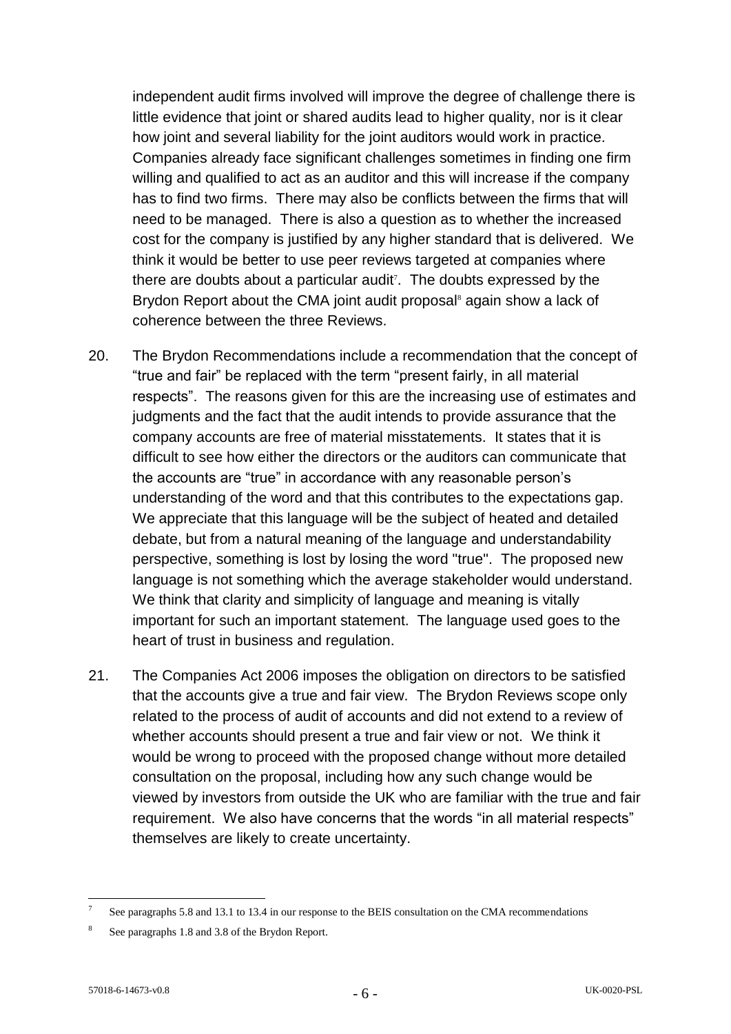independent audit firms involved will improve the degree of challenge there is little evidence that joint or shared audits lead to higher quality, nor is it clear how joint and several liability for the joint auditors would work in practice. Companies already face significant challenges sometimes in finding one firm willing and qualified to act as an auditor and this will increase if the company has to find two firms. There may also be conflicts between the firms that will need to be managed. There is also a question as to whether the increased cost for the company is justified by any higher standard that is delivered. We think it would be better to use peer reviews targeted at companies where there are doubts about a particular audit[7]. The doubts expressed by the Brydon Report about the CMA joint audit proposal[8] again show a lack of coherence between the three Reviews.

20. The Brydon Recommendations include a recommendation that the concept of "true and fair" be replaced with the term "present fairly, in all material respects". The reasons given for this are the increasing use of estimates and judgments and the fact that the audit intends to provide assurance that the company accounts are free of material misstatements. It states that it is difficult to see how either the directors or the auditors can communicate that the accounts are "true" in accordance with any reasonable person's understanding of the word and that this contributes to the expectations gap. We appreciate that this language will be the subject of heated and detailed debate, but from a natural meaning of the language and understandability perspective, something is lost by losing the word "true". The proposed new language is not something which the average stakeholder would understand. We think that clarity and simplicity of language and meaning is vitally important for such an important statement. The language used goes to the heart of trust in business and regulation.

21. The Companies Act 2006 imposes the obligation on directors to be satisfied that the accounts give a true and fair view. The Brydon Reviews scope only related to the process of audit of accounts and did not extend to a review of whether accounts should present a true and fair view or not. We think it would be wrong to proceed with the proposed change without more detailed consultation on the proposal, including how any such change would be viewed by investors from outside the UK who are familiar with the true and fair requirement. We also have concerns that the words "in all material respects" themselves are likely to create uncertainty.

---

[7] See paragraphs 5.8 and 13.1 to 13.4 in our response to the BEIS consultation on the CMA recommendations

[8] See paragraphs 1.8 and 3.8 of the Brydon Report.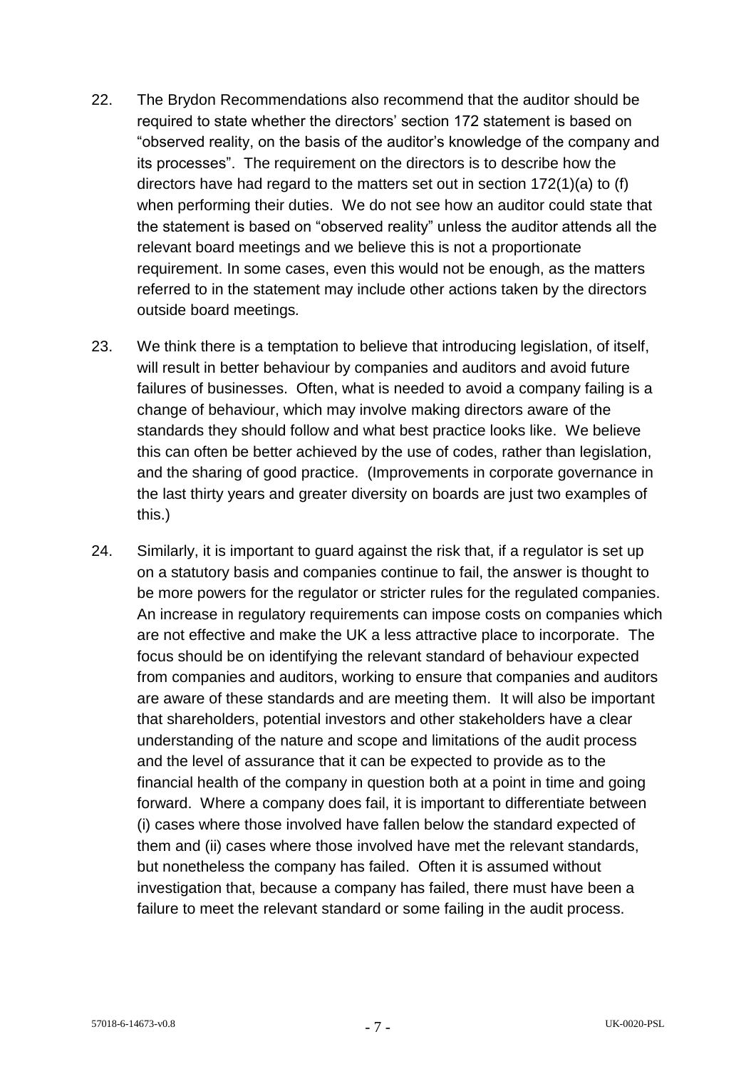22. The Brydon Recommendations also recommend that the auditor should be required to state whether the directors' section 172 statement is based on "observed reality, on the basis of the auditor's knowledge of the company and its processes". The requirement on the directors is to describe how the directors have had regard to the matters set out in section 172(1)(a) to (f) when performing their duties. We do not see how an auditor could state that the statement is based on "observed reality" unless the auditor attends all the relevant board meetings and we believe this is not a proportionate requirement. In some cases, even this would not be enough, as the matters referred to in the statement may include other actions taken by the directors outside board meetings.

23. We think there is a temptation to believe that introducing legislation, of itself, will result in better behaviour by companies and auditors and avoid future failures of businesses. Often, what is needed to avoid a company failing is a change of behaviour, which may involve making directors aware of the standards they should follow and what best practice looks like. We believe this can often be better achieved by the use of codes, rather than legislation, and the sharing of good practice. (Improvements in corporate governance in the last thirty years and greater diversity on boards are just two examples of this.)

24. Similarly, it is important to guard against the risk that, if a regulator is set up on a statutory basis and companies continue to fail, the answer is thought to be more powers for the regulator or stricter rules for the regulated companies. An increase in regulatory requirements can impose costs on companies which are not effective and make the UK a less attractive place to incorporate. The focus should be on identifying the relevant standard of behaviour expected from companies and auditors, working to ensure that companies and auditors are aware of these standards and are meeting them. It will also be important that shareholders, potential investors and other stakeholders have a clear understanding of the nature and scope and limitations of the audit process and the level of assurance that it can be expected to provide as to the financial health of the company in question both at a point in time and going forward. Where a company does fail, it is important to differentiate between (i) cases where those involved have fallen below the standard expected of them and (ii) cases where those involved have met the relevant standards, but nonetheless the company has failed. Often it is assumed without investigation that, because a company has failed, there must have been a failure to meet the relevant standard or some failing in the audit process.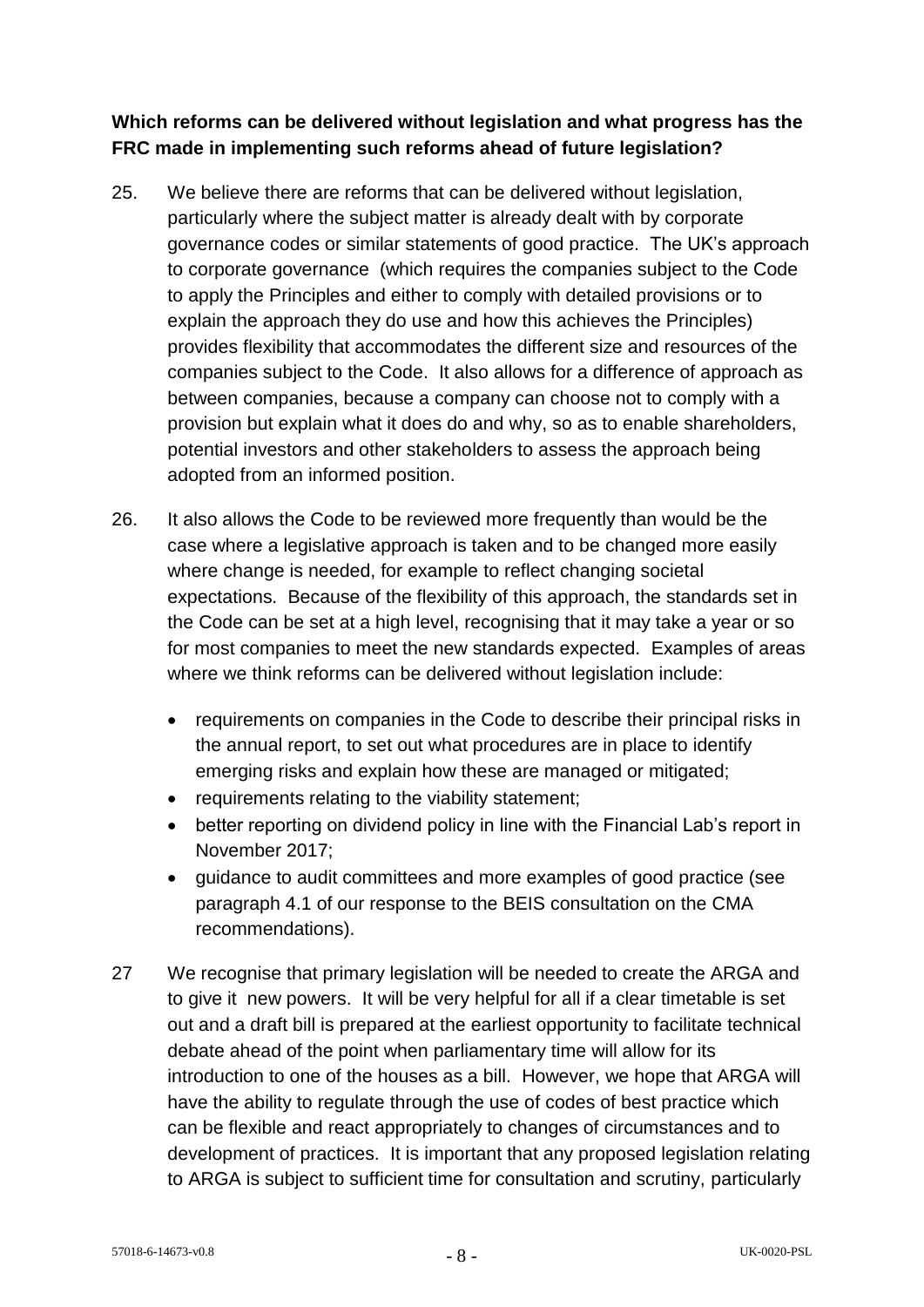**Which reforms can be delivered without legislation and what progress has the FRC made in implementing such reforms ahead of future legislation?**

25. We believe there are reforms that can be delivered without legislation, particularly where the subject matter is already dealt with by corporate governance codes or similar statements of good practice. The UK's approach to corporate governance (which requires the companies subject to the Code to apply the Principles and either to comply with detailed provisions or to explain the approach they do use and how this achieves the Principles) provides flexibility that accommodates the different size and resources of the companies subject to the Code. It also allows for a difference of approach as between companies, because a company can choose not to comply with a provision but explain what it does do and why, so as to enable shareholders, potential investors and other stakeholders to assess the approach being adopted from an informed position.

26. It also allows the Code to be reviewed more frequently than would be the case where a legislative approach is taken and to be changed more easily where change is needed, for example to reflect changing societal expectations. Because of the flexibility of this approach, the standards set in the Code can be set at a high level, recognising that it may take a year or so for most companies to meet the new standards expected. Examples of areas where we think reforms can be delivered without legislation include:

    - requirements on companies in the Code to describe their principal risks in the annual report, to set out what procedures are in place to identify emerging risks and explain how these are managed or mitigated;
    - requirements relating to the viability statement;
    - better reporting on dividend policy in line with the Financial Lab's report in November 2017;
    - guidance to audit committees and more examples of good practice (see paragraph 4.1 of our response to the BEIS consultation on the CMA recommendations).

27. We recognise that primary legislation will be needed to create the ARGA and to give it new powers. It will be very helpful for all if a clear timetable is set out and a draft bill is prepared at the earliest opportunity to facilitate technical debate ahead of the point when parliamentary time will allow for its introduction to one of the houses as a bill. However, we hope that ARGA will have the ability to regulate through the use of codes of best practice which can be flexible and react appropriately to changes of circumstances and to development of practices. It is important that any proposed legislation relating to ARGA is subject to sufficient time for consultation and scrutiny, particularly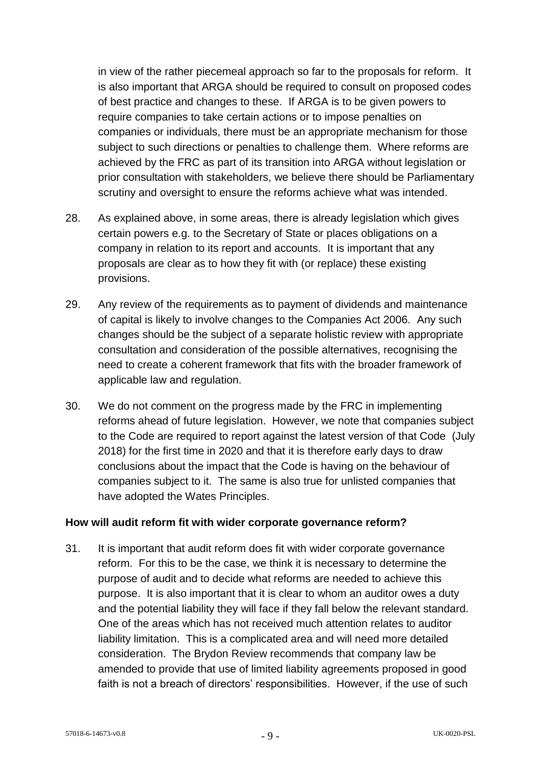in view of the rather piecemeal approach so far to the proposals for reform. It is also important that ARGA should be required to consult on proposed codes of best practice and changes to these. If ARGA is to be given powers to require companies to take certain actions or to impose penalties on companies or individuals, there must be an appropriate mechanism for those subject to such directions or penalties to challenge them. Where reforms are achieved by the FRC as part of its transition into ARGA without legislation or prior consultation with stakeholders, we believe there should be Parliamentary scrutiny and oversight to ensure the reforms achieve what was intended.

28. As explained above, in some areas, there is already legislation which gives certain powers e.g. to the Secretary of State or places obligations on a company in relation to its report and accounts. It is important that any proposals are clear as to how they fit with (or replace) these existing provisions.

29. Any review of the requirements as to payment of dividends and maintenance of capital is likely to involve changes to the Companies Act 2006. Any such changes should be the subject of a separate holistic review with appropriate consultation and consideration of the possible alternatives, recognising the need to create a coherent framework that fits with the broader framework of applicable law and regulation.

30. We do not comment on the progress made by the FRC in implementing reforms ahead of future legislation. However, we note that companies subject to the Code are required to report against the latest version of that Code (July 2018) for the first time in 2020 and that it is therefore early days to draw conclusions about the impact that the Code is having on the behaviour of companies subject to it. The same is also true for unlisted companies that have adopted the Wates Principles.

**How will audit reform fit with wider corporate governance reform?**

31. It is important that audit reform does fit with wider corporate governance reform. For this to be the case, we think it is necessary to determine the purpose of audit and to decide what reforms are needed to achieve this purpose. It is also important that it is clear to whom an auditor owes a duty and the potential liability they will face if they fall below the relevant standard. One of the areas which has not received much attention relates to auditor liability limitation. This is a complicated area and will need more detailed consideration. The Brydon Review recommends that company law be amended to provide that use of limited liability agreements proposed in good faith is not a breach of directors' responsibilities. However, if the use of such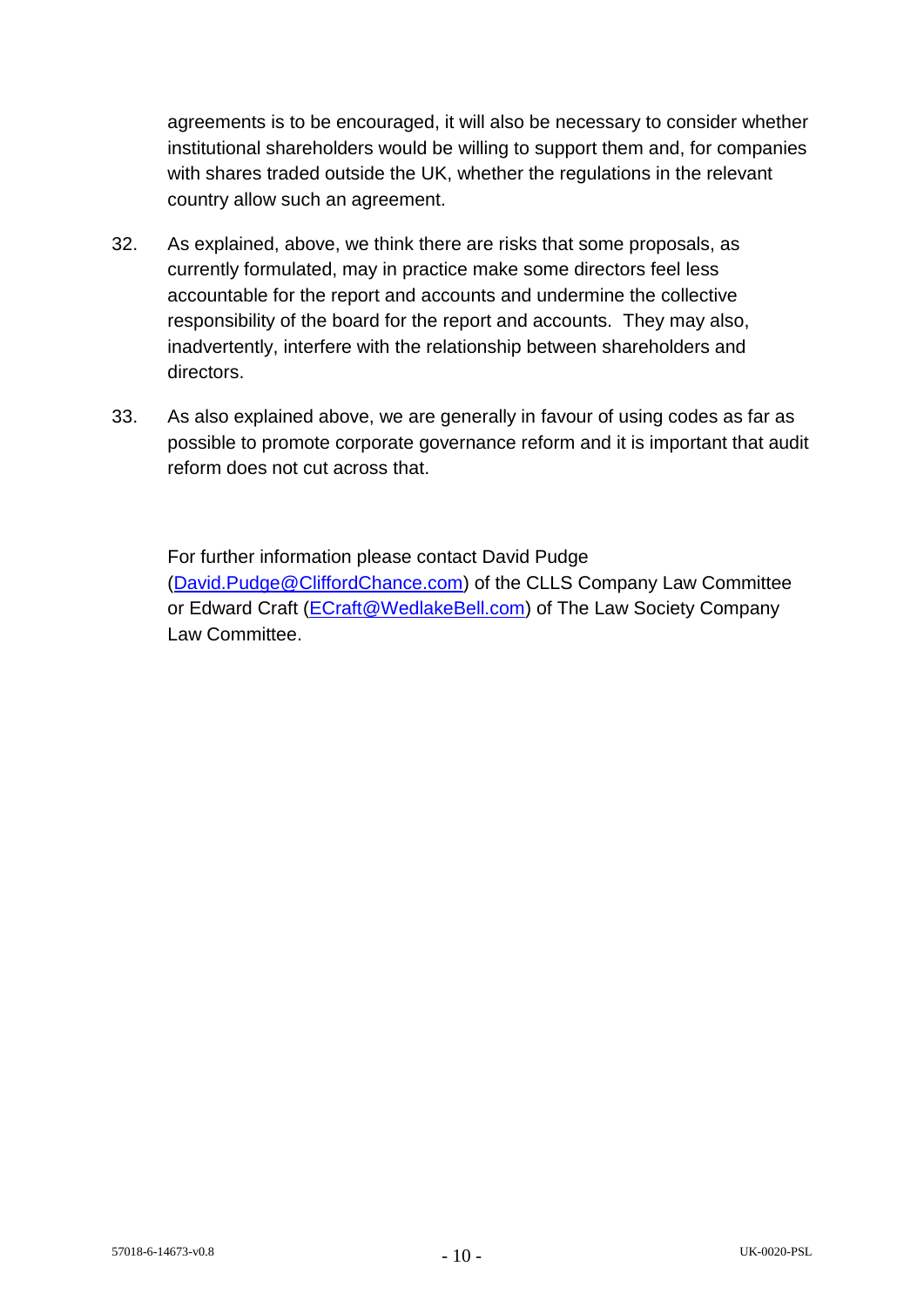agreements is to be encouraged, it will also be necessary to consider whether institutional shareholders would be willing to support them and, for companies with shares traded outside the UK, whether the regulations in the relevant country allow such an agreement.

32. As explained, above, we think there are risks that some proposals, as currently formulated, may in practice make some directors feel less accountable for the report and accounts and undermine the collective responsibility of the board for the report and accounts. They may also, inadvertently, interfere with the relationship between shareholders and directors.

33. As also explained above, we are generally in favour of using codes as far as possible to promote corporate governance reform and it is important that audit reform does not cut across that.

For further information please contact David Pudge (David.Pudge@CliffordChance.com) of the CLLS Company Law Committee or Edward Craft (ECraft@WedlakeBell.com) of The Law Society Company Law Committee.